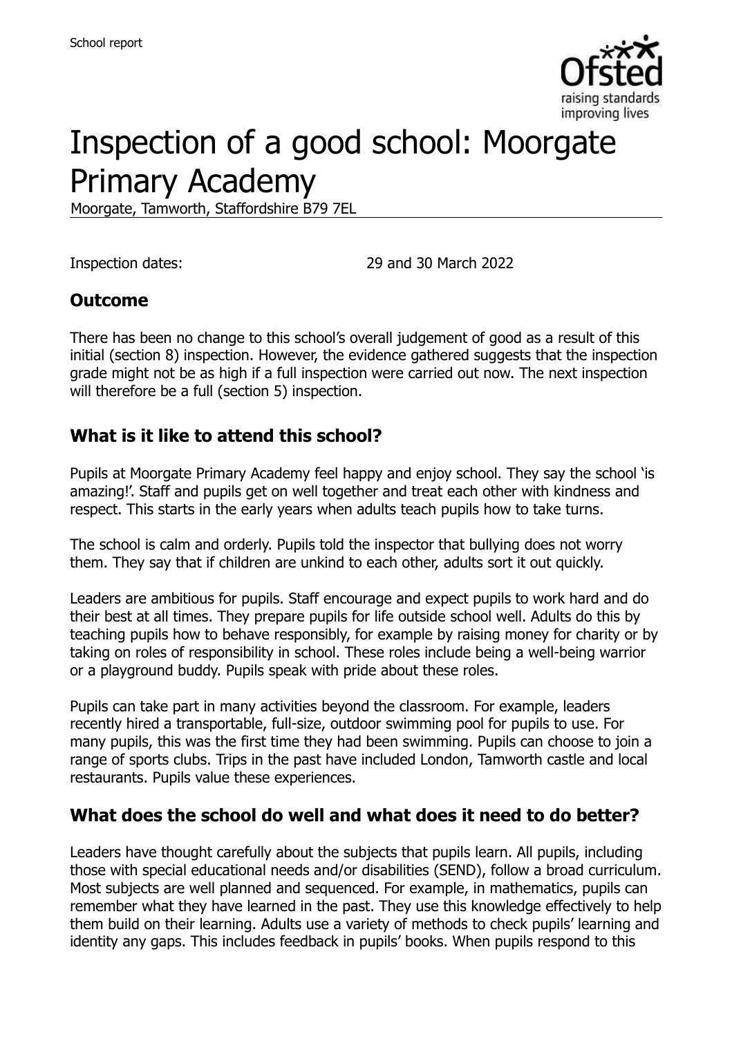# Inspection of a good school: Moorgate Primary Academy

Moorgate, Tamworth, Staffordshire B79 7EL

Inspection dates: 29 and 30 March 2022

## Outcome

There has been no change to this school's overall judgement of good as a result of this initial (section 8) inspection. However, the evidence gathered suggests that the inspection grade might not be as high if a full inspection were carried out now. The next inspection will therefore be a full (section 5) inspection.

## What is it like to attend this school?

Pupils at Moorgate Primary Academy feel happy and enjoy school. They say the school 'is amazing!'. Staff and pupils get on well together and treat each other with kindness and respect. This starts in the early years when adults teach pupils how to take turns.

The school is calm and orderly. Pupils told the inspector that bullying does not worry them. They say that if children are unkind to each other, adults sort it out quickly.

Leaders are ambitious for pupils. Staff encourage and expect pupils to work hard and do their best at all times. They prepare pupils for life outside school well. Adults do this by teaching pupils how to behave responsibly, for example by raising money for charity or by taking on roles of responsibility in school. These roles include being a well-being warrior or a playground buddy. Pupils speak with pride about these roles.

Pupils can take part in many activities beyond the classroom. For example, leaders recently hired a transportable, full-size, outdoor swimming pool for pupils to use. For many pupils, this was the first time they had been swimming. Pupils can choose to join a range of sports clubs. Trips in the past have included London, Tamworth castle and local restaurants. Pupils value these experiences.

## What does the school do well and what does it need to do better?

Leaders have thought carefully about the subjects that pupils learn. All pupils, including those with special educational needs and/or disabilities (SEND), follow a broad curriculum. Most subjects are well planned and sequenced. For example, in mathematics, pupils can remember what they have learned in the past. They use this knowledge effectively to help them build on their learning. Adults use a variety of methods to check pupils' learning and identity any gaps. This includes feedback in pupils' books. When pupils respond to this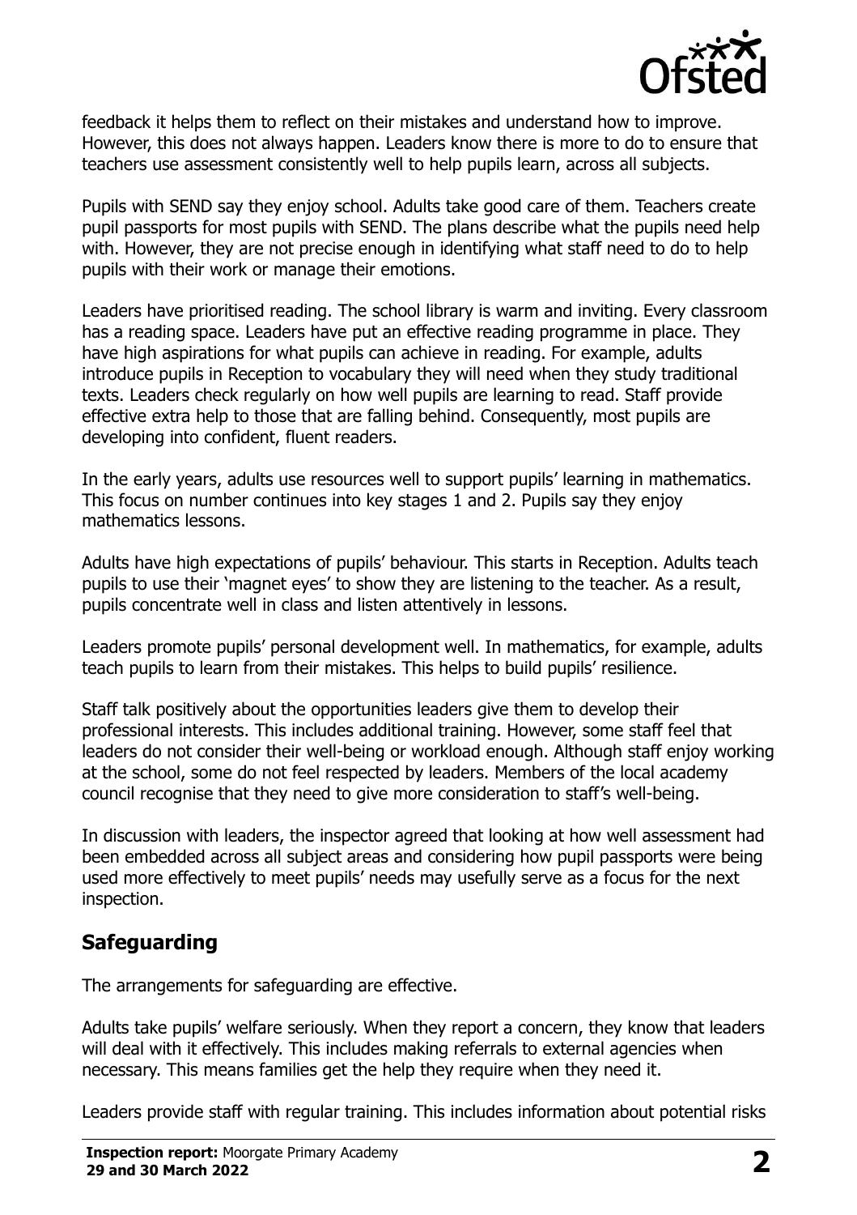feedback it helps them to reflect on their mistakes and understand how to improve. However, this does not always happen. Leaders know there is more to do to ensure that teachers use assessment consistently well to help pupils learn, across all subjects.

Pupils with SEND say they enjoy school. Adults take good care of them. Teachers create pupil passports for most pupils with SEND. The plans describe what the pupils need help with. However, they are not precise enough in identifying what staff need to do to help pupils with their work or manage their emotions.

Leaders have prioritised reading. The school library is warm and inviting. Every classroom has a reading space. Leaders have put an effective reading programme in place. They have high aspirations for what pupils can achieve in reading. For example, adults introduce pupils in Reception to vocabulary they will need when they study traditional texts. Leaders check regularly on how well pupils are learning to read. Staff provide effective extra help to those that are falling behind. Consequently, most pupils are developing into confident, fluent readers.

In the early years, adults use resources well to support pupils' learning in mathematics. This focus on number continues into key stages 1 and 2. Pupils say they enjoy mathematics lessons.

Adults have high expectations of pupils' behaviour. This starts in Reception. Adults teach pupils to use their 'magnet eyes' to show they are listening to the teacher. As a result, pupils concentrate well in class and listen attentively in lessons.

Leaders promote pupils' personal development well. In mathematics, for example, adults teach pupils to learn from their mistakes. This helps to build pupils' resilience.

Staff talk positively about the opportunities leaders give them to develop their professional interests. This includes additional training. However, some staff feel that leaders do not consider their well-being or workload enough. Although staff enjoy working at the school, some do not feel respected by leaders. Members of the local academy council recognise that they need to give more consideration to staff's well-being.

In discussion with leaders, the inspector agreed that looking at how well assessment had been embedded across all subject areas and considering how pupil passports were being used more effectively to meet pupils' needs may usefully serve as a focus for the next inspection.

## Safeguarding

The arrangements for safeguarding are effective.

Adults take pupils' welfare seriously. When they report a concern, they know that leaders will deal with it effectively. This includes making referrals to external agencies when necessary. This means families get the help they require when they need it.

Leaders provide staff with regular training. This includes information about potential risks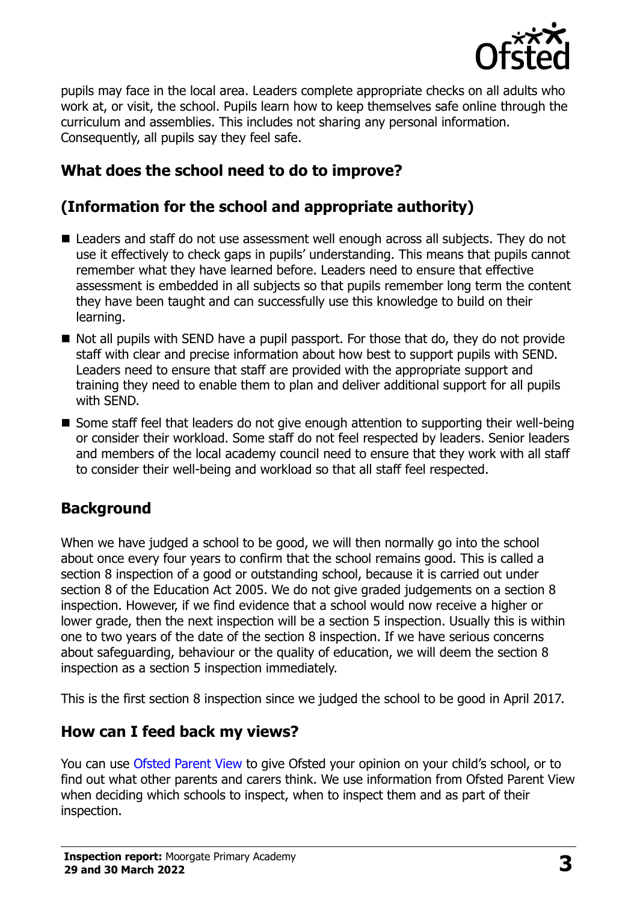pupils may face in the local area. Leaders complete appropriate checks on all adults who work at, or visit, the school. Pupils learn how to keep themselves safe online through the curriculum and assemblies. This includes not sharing any personal information. Consequently, all pupils say they feel safe.

## What does the school need to do to improve?

## (Information for the school and appropriate authority)

- Leaders and staff do not use assessment well enough across all subjects. They do not use it effectively to check gaps in pupils' understanding. This means that pupils cannot remember what they have learned before. Leaders need to ensure that effective assessment is embedded in all subjects so that pupils remember long term the content they have been taught and can successfully use this knowledge to build on their learning.
- Not all pupils with SEND have a pupil passport. For those that do, they do not provide staff with clear and precise information about how best to support pupils with SEND. Leaders need to ensure that staff are provided with the appropriate support and training they need to enable them to plan and deliver additional support for all pupils with SEND.
- Some staff feel that leaders do not give enough attention to supporting their well-being or consider their workload. Some staff do not feel respected by leaders. Senior leaders and members of the local academy council need to ensure that they work with all staff to consider their well-being and workload so that all staff feel respected.

## Background

When we have judged a school to be good, we will then normally go into the school about once every four years to confirm that the school remains good. This is called a section 8 inspection of a good or outstanding school, because it is carried out under section 8 of the Education Act 2005. We do not give graded judgements on a section 8 inspection. However, if we find evidence that a school would now receive a higher or lower grade, then the next inspection will be a section 5 inspection. Usually this is within one to two years of the date of the section 8 inspection. If we have serious concerns about safeguarding, behaviour or the quality of education, we will deem the section 8 inspection as a section 5 inspection immediately.

This is the first section 8 inspection since we judged the school to be good in April 2017.

## How can I feed back my views?

You can use Ofsted Parent View to give Ofsted your opinion on your child's school, or to find out what other parents and carers think. We use information from Ofsted Parent View when deciding which schools to inspect, when to inspect them and as part of their inspection.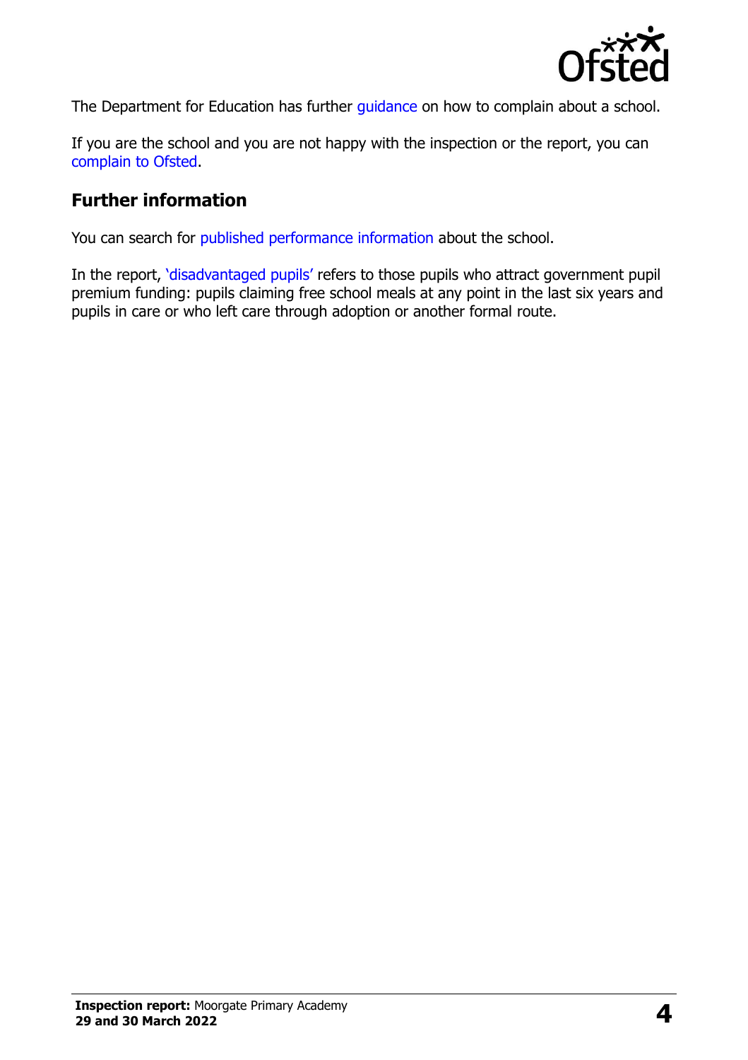The Department for Education has further guidance on how to complain about a school.

If you are the school and you are not happy with the inspection or the report, you can complain to Ofsted.

## Further information

You can search for published performance information about the school.

In the report, 'disadvantaged pupils' refers to those pupils who attract government pupil premium funding: pupils claiming free school meals at any point in the last six years and pupils in care or who left care through adoption or another formal route.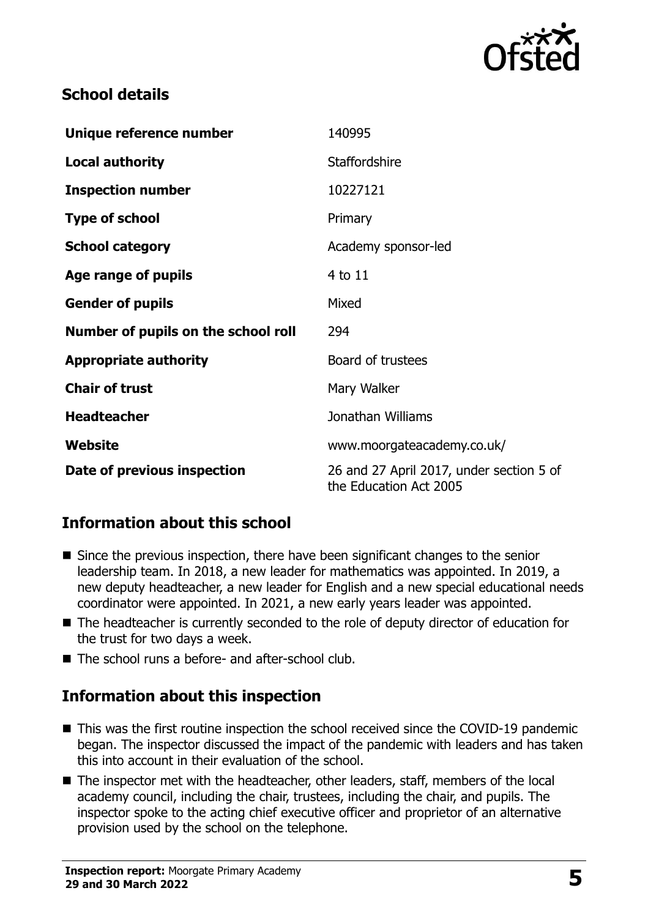## School details

| | |
|---|---|
| **Unique reference number** | 140995 |
| **Local authority** | Staffordshire |
| **Inspection number** | 10227121 |
| **Type of school** | Primary |
| **School category** | Academy sponsor-led |
| **Age range of pupils** | 4 to 11 |
| **Gender of pupils** | Mixed |
| **Number of pupils on the school roll** | 294 |
| **Appropriate authority** | Board of trustees |
| **Chair of trust** | Mary Walker |
| **Headteacher** | Jonathan Williams |
| **Website** | www.moorgateacademy.co.uk/ |
| **Date of previous inspection** | 26 and 27 April 2017, under section 5 of the Education Act 2005 |

## Information about this school

- Since the previous inspection, there have been significant changes to the senior leadership team. In 2018, a new leader for mathematics was appointed. In 2019, a new deputy headteacher, a new leader for English and a new special educational needs coordinator were appointed. In 2021, a new early years leader was appointed.
- The headteacher is currently seconded to the role of deputy director of education for the trust for two days a week.
- The school runs a before- and after-school club.

## Information about this inspection

- This was the first routine inspection the school received since the COVID-19 pandemic began. The inspector discussed the impact of the pandemic with leaders and has taken this into account in their evaluation of the school.
- The inspector met with the headteacher, other leaders, staff, members of the local academy council, including the chair, trustees, including the chair, and pupils. The inspector spoke to the acting chief executive officer and proprietor of an alternative provision used by the school on the telephone.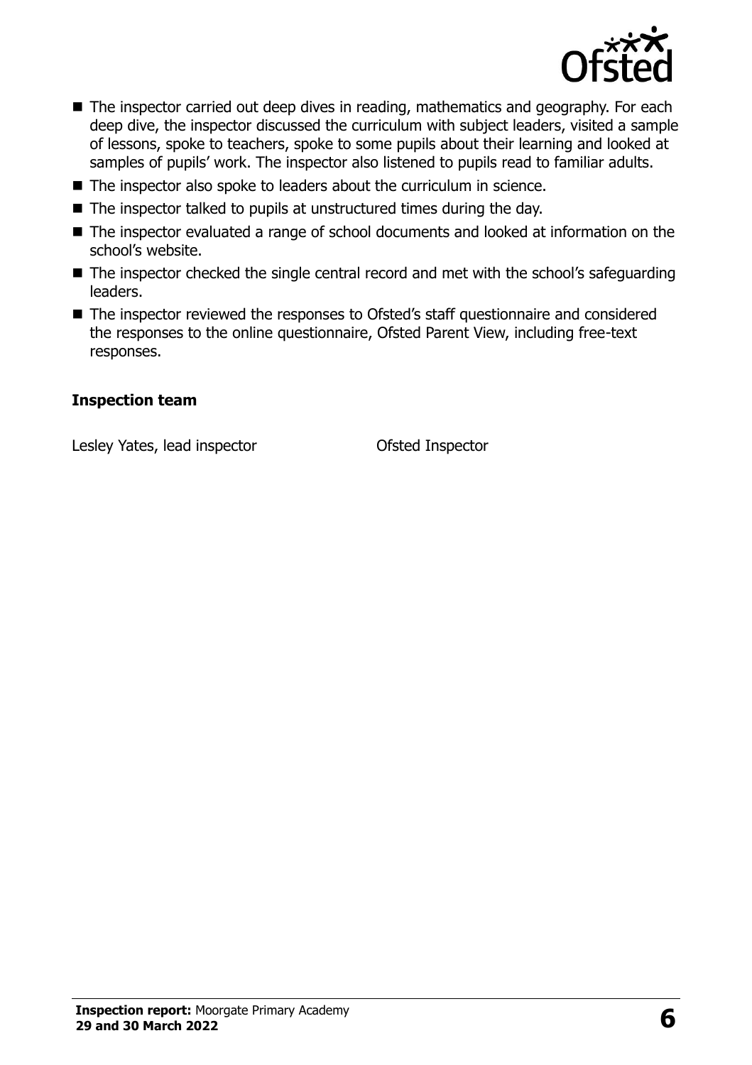- The inspector carried out deep dives in reading, mathematics and geography. For each deep dive, the inspector discussed the curriculum with subject leaders, visited a sample of lessons, spoke to teachers, spoke to some pupils about their learning and looked at samples of pupils' work. The inspector also listened to pupils read to familiar adults.
- The inspector also spoke to leaders about the curriculum in science.
- The inspector talked to pupils at unstructured times during the day.
- The inspector evaluated a range of school documents and looked at information on the school's website.
- The inspector checked the single central record and met with the school's safeguarding leaders.
- The inspector reviewed the responses to Ofsted's staff questionnaire and considered the responses to the online questionnaire, Ofsted Parent View, including free-text responses.

### Inspection team

| | |
|---|---|
| Lesley Yates, lead inspector | Ofsted Inspector |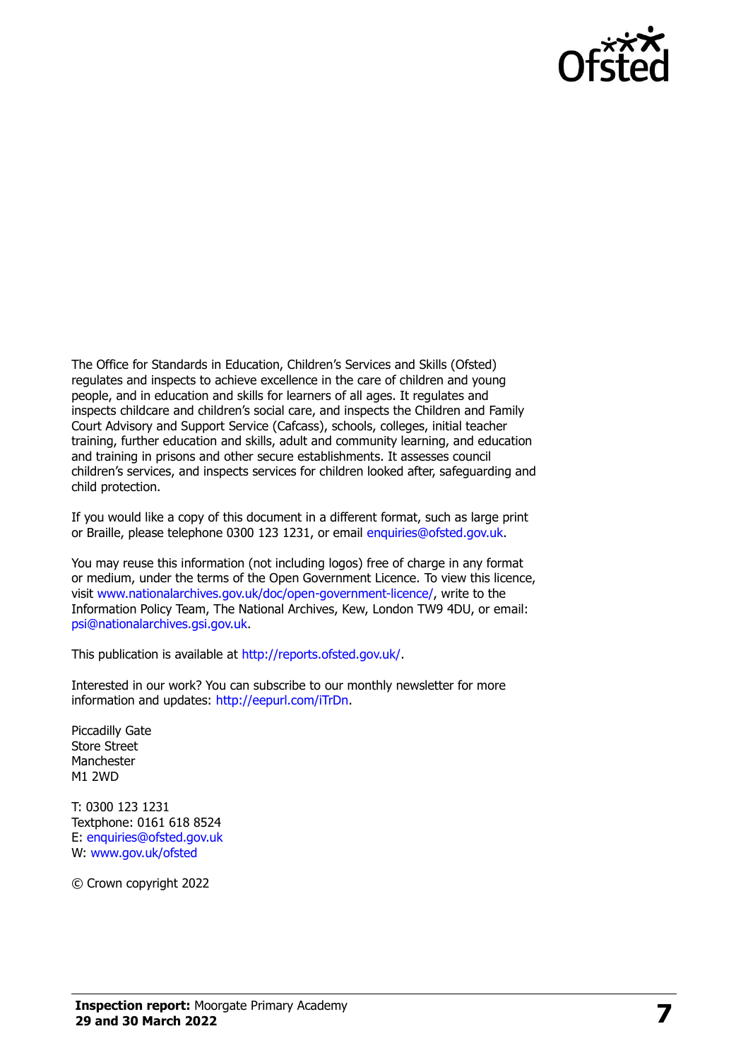The Office for Standards in Education, Children's Services and Skills (Ofsted) regulates and inspects to achieve excellence in the care of children and young people, and in education and skills for learners of all ages. It regulates and inspects childcare and children's social care, and inspects the Children and Family Court Advisory and Support Service (Cafcass), schools, colleges, initial teacher training, further education and skills, adult and community learning, and education and training in prisons and other secure establishments. It assesses council children's services, and inspects services for children looked after, safeguarding and child protection.

If you would like a copy of this document in a different format, such as large print or Braille, please telephone 0300 123 1231, or email enquiries@ofsted.gov.uk.

You may reuse this information (not including logos) free of charge in any format or medium, under the terms of the Open Government Licence. To view this licence, visit www.nationalarchives.gov.uk/doc/open-government-licence/, write to the Information Policy Team, The National Archives, Kew, London TW9 4DU, or email: psi@nationalarchives.gsi.gov.uk.

This publication is available at http://reports.ofsted.gov.uk/.

Interested in our work? You can subscribe to our monthly newsletter for more information and updates: http://eepurl.com/iTrDn.

Piccadilly Gate
Store Street
Manchester
M1 2WD

T: 0300 123 1231
Textphone: 0161 618 8524
E: enquiries@ofsted.gov.uk
W: www.gov.uk/ofsted

© Crown copyright 2022